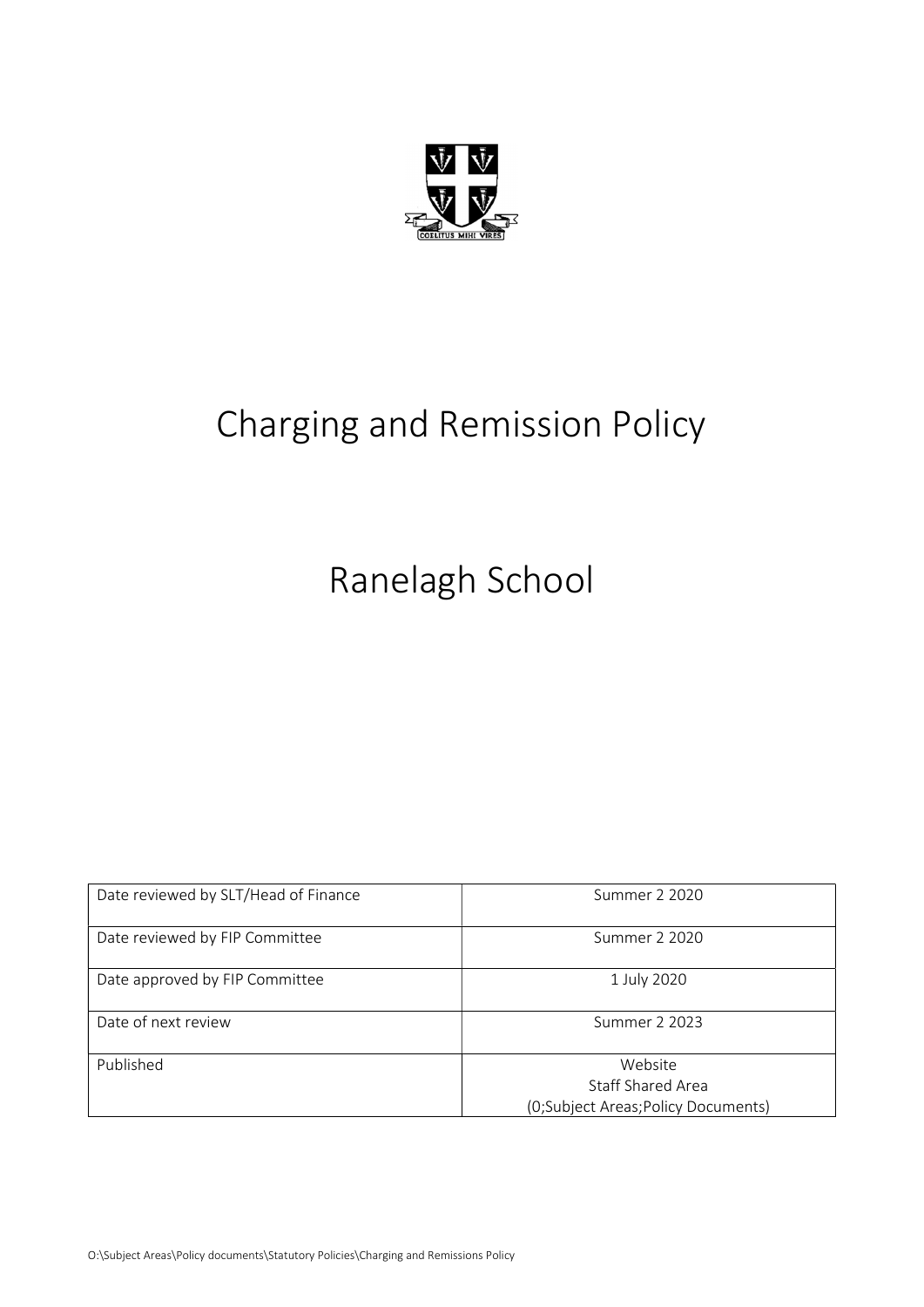# Charging and Remission Policy

# Ranelagh School

| Date reviewed by SLT/Head of Finance | Summer 2 2020 |
| --- | --- |
| Date reviewed by FIP Committee | Summer 2 2020 |
| Date approved by FIP Committee | 1 July 2020 |
| Date of next review | Summer 2 2023 |
| Published | Website<br>Staff Shared Area<br>(0;Subject Areas;Policy Documents) |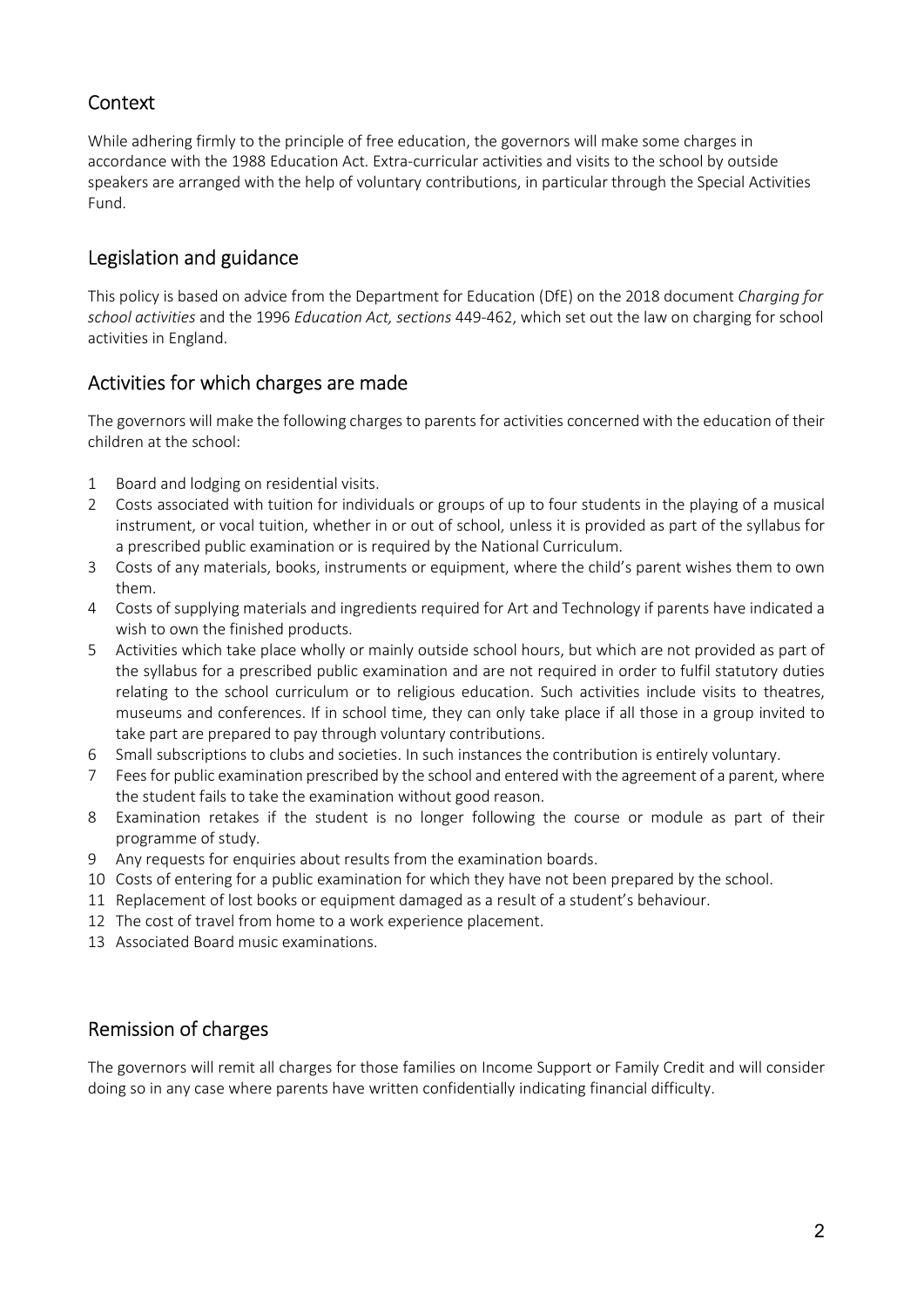## Context

While adhering firmly to the principle of free education, the governors will make some charges in accordance with the 1988 Education Act. Extra-curricular activities and visits to the school by outside speakers are arranged with the help of voluntary contributions, in particular through the Special Activities Fund.

## Legislation and guidance

This policy is based on advice from the Department for Education (DfE) on the 2018 document *Charging for school activities* and the 1996 *Education Act, sections* 449-462, which set out the law on charging for school activities in England.

## Activities for which charges are made

The governors will make the following charges to parents for activities concerned with the education of their children at the school:

1. Board and lodging on residential visits.
2. Costs associated with tuition for individuals or groups of up to four students in the playing of a musical instrument, or vocal tuition, whether in or out of school, unless it is provided as part of the syllabus for a prescribed public examination or is required by the National Curriculum.
3. Costs of any materials, books, instruments or equipment, where the child's parent wishes them to own them.
4. Costs of supplying materials and ingredients required for Art and Technology if parents have indicated a wish to own the finished products.
5. Activities which take place wholly or mainly outside school hours, but which are not provided as part of the syllabus for a prescribed public examination and are not required in order to fulfil statutory duties relating to the school curriculum or to religious education. Such activities include visits to theatres, museums and conferences. If in school time, they can only take place if all those in a group invited to take part are prepared to pay through voluntary contributions.
6. Small subscriptions to clubs and societies. In such instances the contribution is entirely voluntary.
7. Fees for public examination prescribed by the school and entered with the agreement of a parent, where the student fails to take the examination without good reason.
8. Examination retakes if the student is no longer following the course or module as part of their programme of study.
9. Any requests for enquiries about results from the examination boards.
10. Costs of entering for a public examination for which they have not been prepared by the school.
11. Replacement of lost books or equipment damaged as a result of a student's behaviour.
12. The cost of travel from home to a work experience placement.
13. Associated Board music examinations.

## Remission of charges

The governors will remit all charges for those families on Income Support or Family Credit and will consider doing so in any case where parents have written confidentially indicating financial difficulty.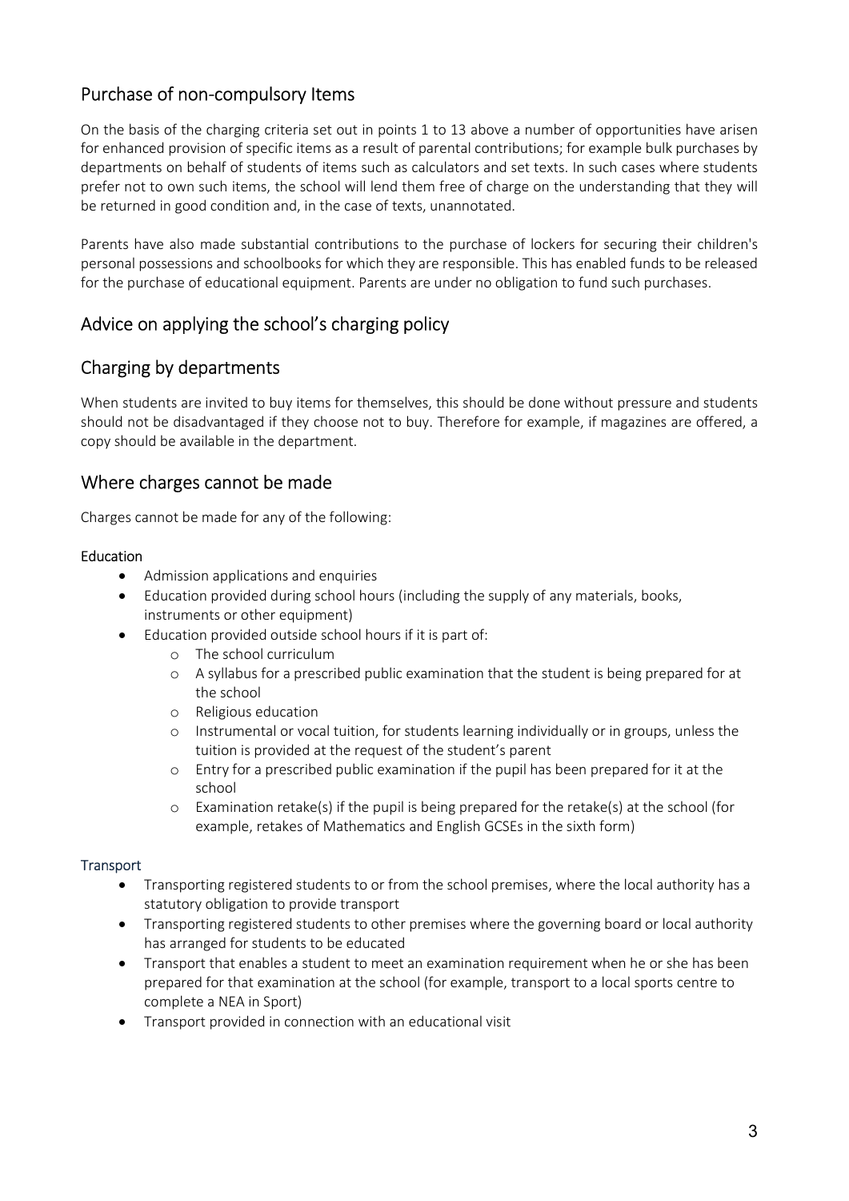## Purchase of non-compulsory Items

On the basis of the charging criteria set out in points 1 to 13 above a number of opportunities have arisen for enhanced provision of specific items as a result of parental contributions; for example bulk purchases by departments on behalf of students of items such as calculators and set texts. In such cases where students prefer not to own such items, the school will lend them free of charge on the understanding that they will be returned in good condition and, in the case of texts, unannotated.

Parents have also made substantial contributions to the purchase of lockers for securing their children's personal possessions and schoolbooks for which they are responsible. This has enabled funds to be released for the purchase of educational equipment. Parents are under no obligation to fund such purchases.

## Advice on applying the school's charging policy

## Charging by departments

When students are invited to buy items for themselves, this should be done without pressure and students should not be disadvantaged if they choose not to buy. Therefore for example, if magazines are offered, a copy should be available in the department.

## Where charges cannot be made

Charges cannot be made for any of the following:

#### Education

- Admission applications and enquiries
- Education provided during school hours (including the supply of any materials, books, instruments or other equipment)
- Education provided outside school hours if it is part of:
  - The school curriculum
  - A syllabus for a prescribed public examination that the student is being prepared for at the school
  - Religious education
  - Instrumental or vocal tuition, for students learning individually or in groups, unless the tuition is provided at the request of the student's parent
  - Entry for a prescribed public examination if the pupil has been prepared for it at the school
  - Examination retake(s) if the pupil is being prepared for the retake(s) at the school (for example, retakes of Mathematics and English GCSEs in the sixth form)

#### Transport

- Transporting registered students to or from the school premises, where the local authority has a statutory obligation to provide transport
- Transporting registered students to other premises where the governing board or local authority has arranged for students to be educated
- Transport that enables a student to meet an examination requirement when he or she has been prepared for that examination at the school (for example, transport to a local sports centre to complete a NEA in Sport)
- Transport provided in connection with an educational visit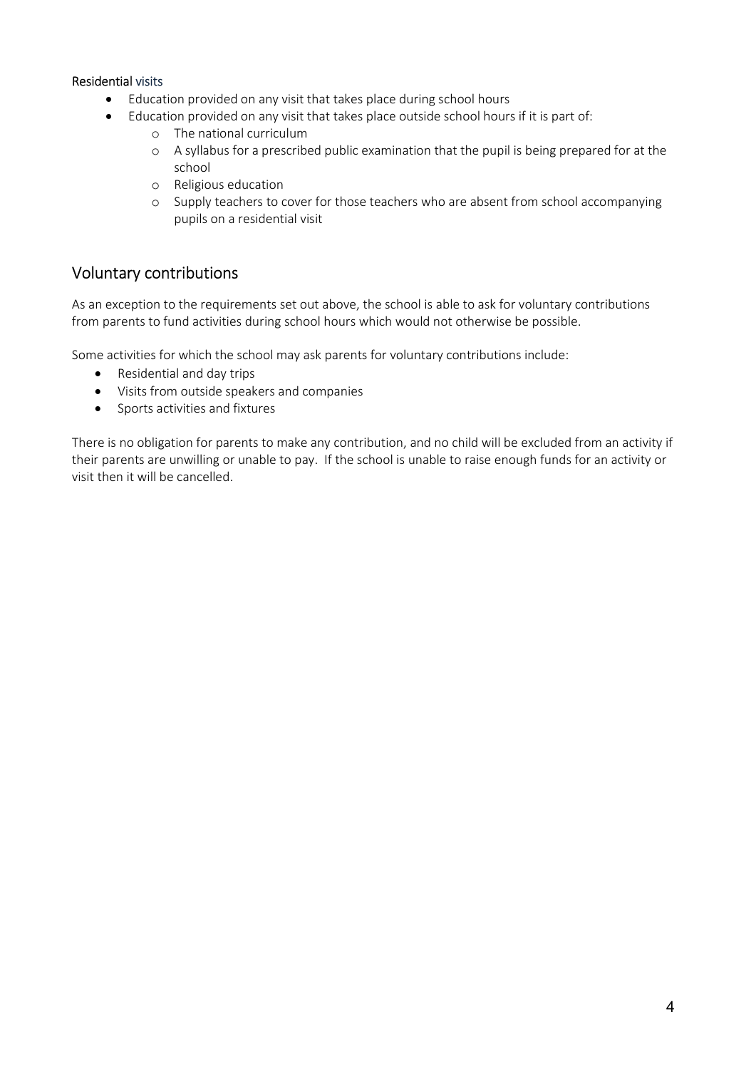#### Residential visits

- Education provided on any visit that takes place during school hours
- Education provided on any visit that takes place outside school hours if it is part of:
    - The national curriculum
    - A syllabus for a prescribed public examination that the pupil is being prepared for at the school
    - Religious education
    - Supply teachers to cover for those teachers who are absent from school accompanying pupils on a residential visit

## Voluntary contributions

As an exception to the requirements set out above, the school is able to ask for voluntary contributions from parents to fund activities during school hours which would not otherwise be possible.

Some activities for which the school may ask parents for voluntary contributions include:

- Residential and day trips
- Visits from outside speakers and companies
- Sports activities and fixtures

There is no obligation for parents to make any contribution, and no child will be excluded from an activity if their parents are unwilling or unable to pay. If the school is unable to raise enough funds for an activity or visit then it will be cancelled.